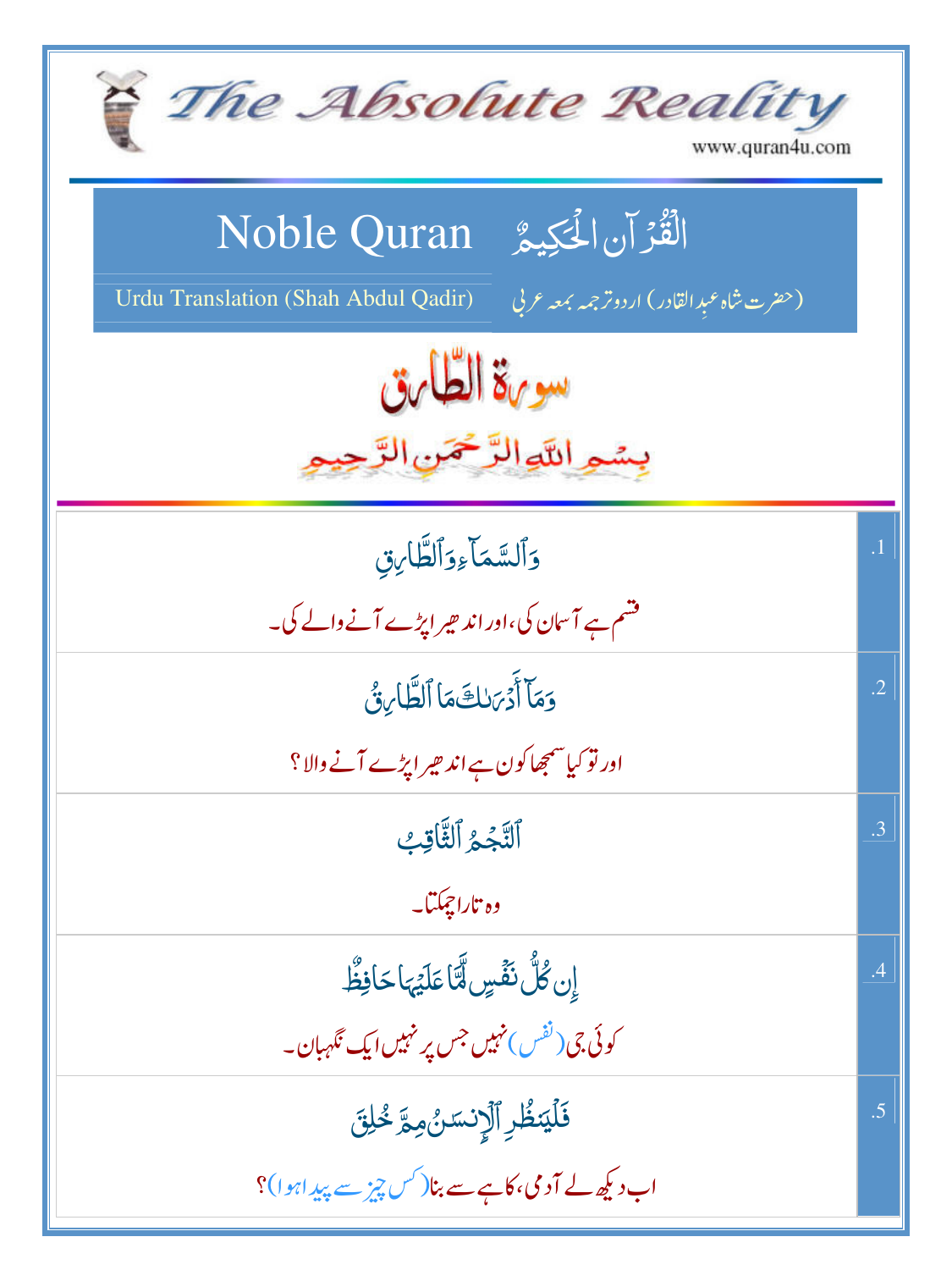# The Absolute Reality

www.quran4u.com

## Noble Quran الْقُرْآنِ الْحَكِيمُ

Urdu Translation (Shah Abdul Qadir) (حضرت شاہ عبدِالقادر) اردو ترجمہ بمعہ عربی

## سورۃ الطّارق

بِسْمِ اللّٰهِ الرَّحْمٰنِ الرَّحِيمِ

| | |
|---|---|
| .1 | وَٱلسَّمَآءِ وَٱلطَّارِقِ<br>قسم ہے آسمان کی، اور اندھیرا پڑے آنے والے کی۔ |
| .2 | وَمَآ أَدۡرَىٰكَ مَا ٱلطَّارِقُ<br>اور تو کیا سمجھا کون ہے اندھیرا پڑے آنے والا؟ |
| .3 | ٱلنَّجۡمُ ٱلثَّاقِبُ<br>وہ تارا چمکتا۔ |
| .4 | إِن كُلُّ نَفۡسٍ لَّمَّا عَلَيۡهَا حَافِظٌ<br>کوئی جی (نفس) نہیں جس پر نہیں ایک نگہبان۔ |
| .5 | فَلۡيَنظُرِ ٱلۡإِنسَٰنُ مِمَّ خُلِقَ<br>اب دیکھ لے آدمی، کاہے سے بنا (کس چیز سے پیدا ہوا)؟ |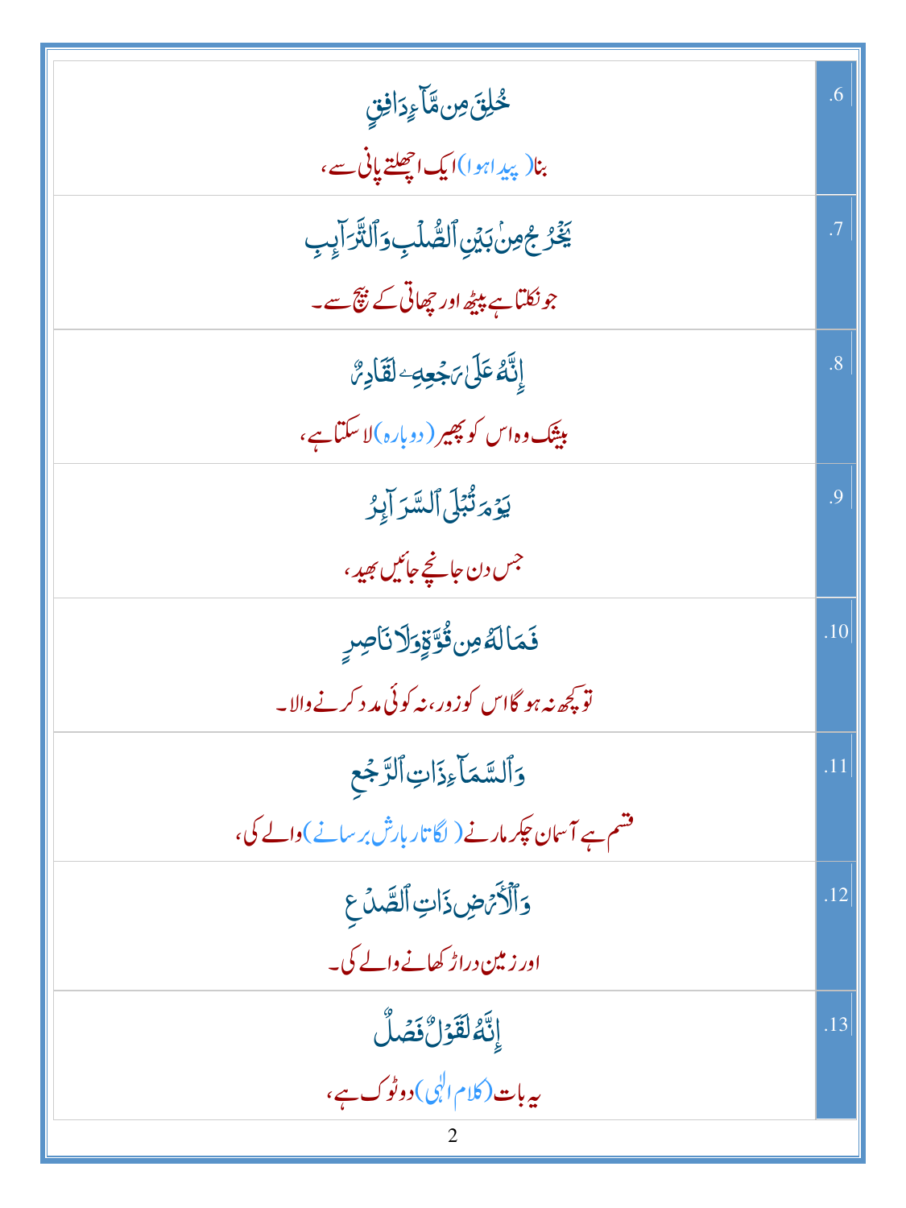| | |
|---|---|
| خُلِقَ مِن مَّآءٍ دَافِقٍ<br>بنا( پیدا ہوا) ایک اچھلتے پانی سے، | .6 |
| يَخۡرُجُ مِنۢ بَيۡنِ ٱلصُّلۡبِ وَٱلتَّرَآئِبِ<br>جو نکلتا ہے پیٹھ اور چھاتی کے بیچ سے۔ | .7 |
| إِنَّهُۥ عَلَىٰ رَجۡعِهِۦ لَقَادِرٌ<br>بیشک وہ اس کو پھیر (دوبارہ) لا سکتا ہے، | .8 |
| يَوۡمَ تُبۡلَى ٱلسَّرَآئِرُ<br>جس دن جانچے جائیں بھید، | .9 |
| فَمَا لَهُۥ مِن قُوَّةٍ وَلَا نَاصِرٍ<br>تو کچھ نہ ہو گا اس کو زور، نہ کوئی مدد کرنے والا۔ | .10 |
| وَٱلسَّمَآءِ ذَاتِ ٱلرَّجۡعِ<br>قسم ہے آسمان چکر مارنے (لگاتار بارش برسانے) والے کی، | .11 |
| وَٱلۡأَرۡضِ ذَاتِ ٱلصَّدۡعِ<br>اور زمین دراڑ کھانے والے کی۔ | .12 |
| إِنَّهُۥ لَقَوۡلٌ فَصۡلٌ<br>یہ بات (کلام الٰہی) دوٹوک ہے، | .13 |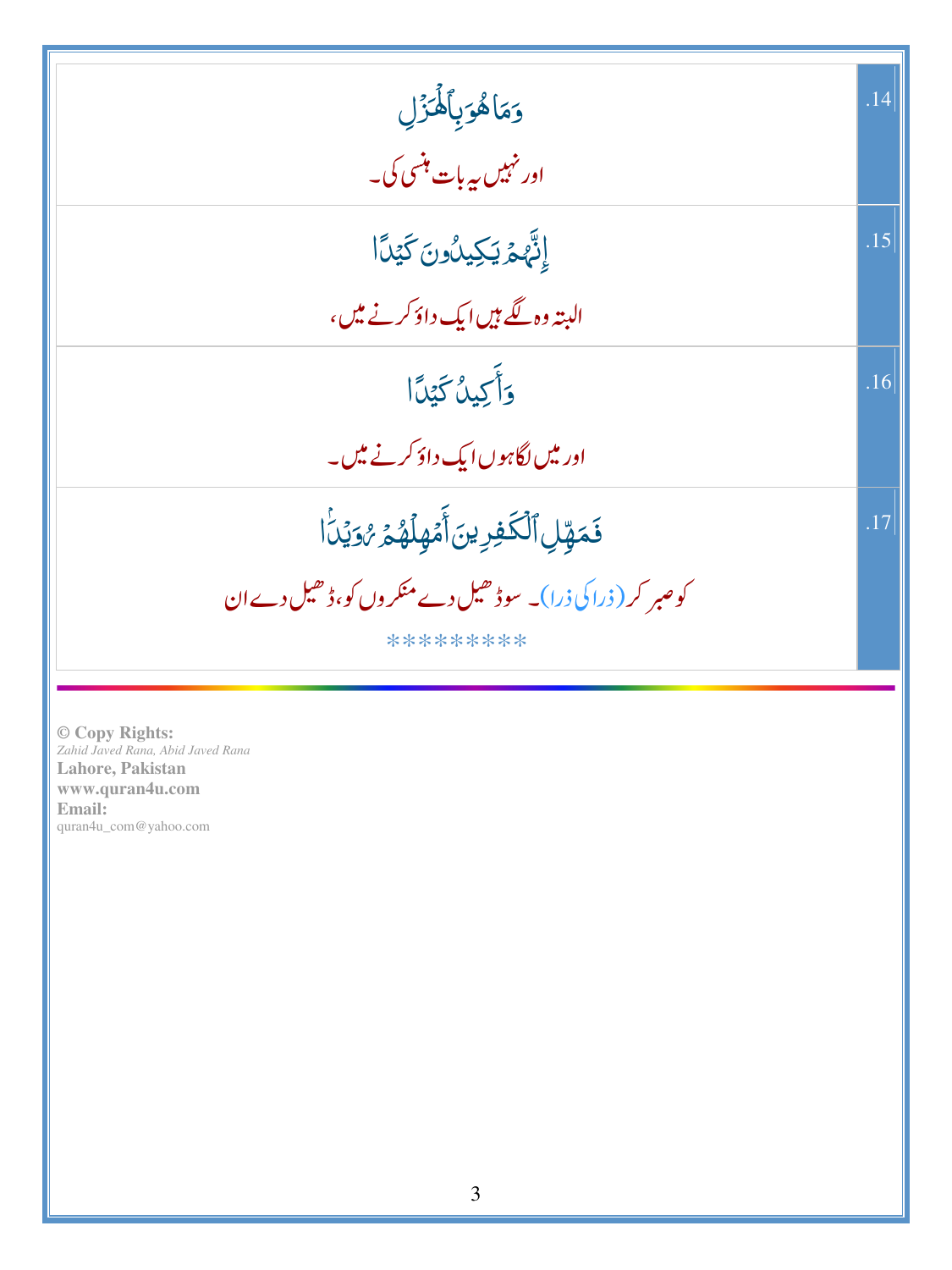| | |
|---|---|
| وَمَا هُوَ بِٱلۡهَزۡلِ<br>اور نہیں یہ بات ہنسی کی۔ | .14 |
| إِنَّهُمۡ يَكِيدُونَ كَيۡدًا<br>البتہ وہ لگے ہیں ایک داؤ کرنے میں، | .15 |
| وَأَكِيدُ كَيۡدًا<br>اور میں لگا ہوں ایک داؤ کرنے میں۔ | .16 |
| فَمَهِّلِ ٱلۡكَـٰفِرِينَ أَمۡهِلۡهُمۡ رُوَيۡدَۢا<br>سو ڈھیل دے منکروں کو، ڈھیل دے ان کو صبر کر (ذرا کی ذرا)۔<br>********* | .17 |

© Copy Rights:
*Zahid Javed Rana, Abid Javed Rana*
**Lahore, Pakistan**
**www.quran4u.com**
**Email:**
quran4u_com@yahoo.com